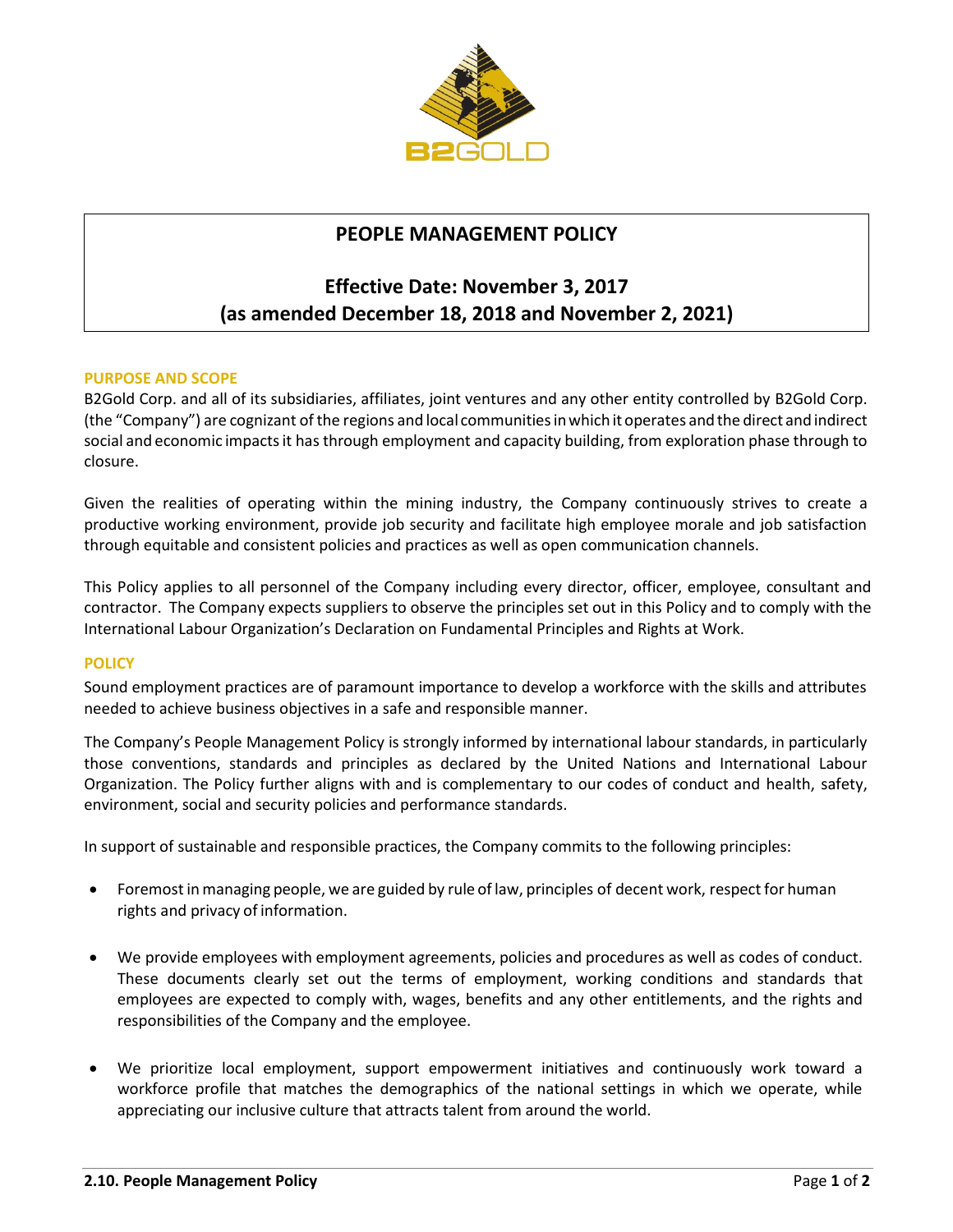# PEOPLE MANAGEMENT POLICY

## Effective Date: November 3, 2017
## (as amended December 18, 2018 and November 2, 2021)

### PURPOSE AND SCOPE

B2Gold Corp. and all of its subsidiaries, affiliates, joint ventures and any other entity controlled by B2Gold Corp. (the "Company") are cognizant of the regions and local communities in which it operates and the direct and indirect social and economic impacts it has through employment and capacity building, from exploration phase through to closure.

Given the realities of operating within the mining industry, the Company continuously strives to create a productive working environment, provide job security and facilitate high employee morale and job satisfaction through equitable and consistent policies and practices as well as open communication channels.

This Policy applies to all personnel of the Company including every director, officer, employee, consultant and contractor. The Company expects suppliers to observe the principles set out in this Policy and to comply with the International Labour Organization's Declaration on Fundamental Principles and Rights at Work.

### POLICY

Sound employment practices are of paramount importance to develop a workforce with the skills and attributes needed to achieve business objectives in a safe and responsible manner.

The Company's People Management Policy is strongly informed by international labour standards, in particularly those conventions, standards and principles as declared by the United Nations and International Labour Organization. The Policy further aligns with and is complementary to our codes of conduct and health, safety, environment, social and security policies and performance standards.

In support of sustainable and responsible practices, the Company commits to the following principles:

- Foremost in managing people, we are guided by rule of law, principles of decent work, respect for human rights and privacy of information.
- We provide employees with employment agreements, policies and procedures as well as codes of conduct. These documents clearly set out the terms of employment, working conditions and standards that employees are expected to comply with, wages, benefits and any other entitlements, and the rights and responsibilities of the Company and the employee.
- We prioritize local employment, support empowerment initiatives and continuously work toward a workforce profile that matches the demographics of the national settings in which we operate, while appreciating our inclusive culture that attracts talent from around the world.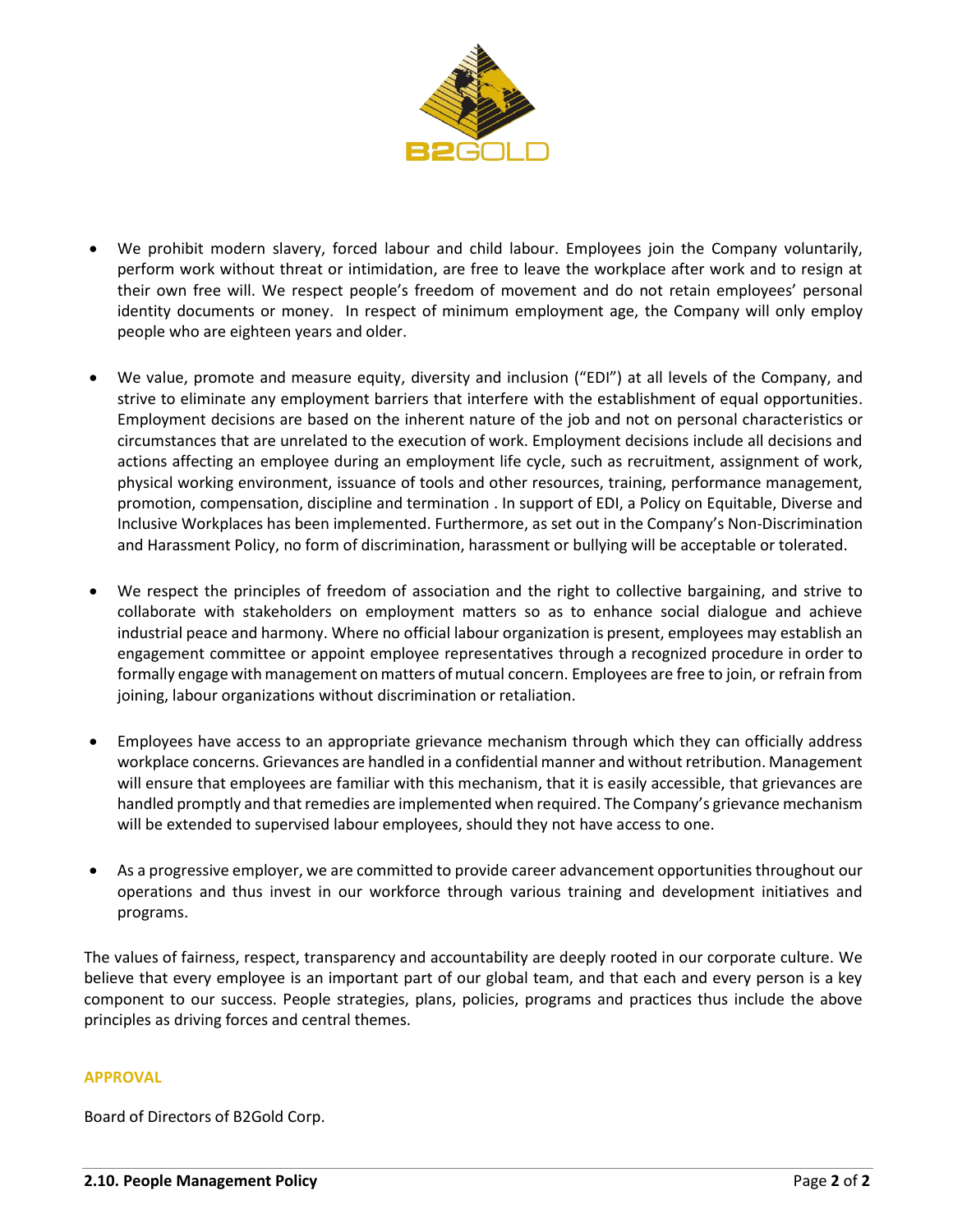- We prohibit modern slavery, forced labour and child labour. Employees join the Company voluntarily, perform work without threat or intimidation, are free to leave the workplace after work and to resign at their own free will. We respect people's freedom of movement and do not retain employees' personal identity documents or money. In respect of minimum employment age, the Company will only employ people who are eighteen years and older.

- We value, promote and measure equity, diversity and inclusion ("EDI") at all levels of the Company, and strive to eliminate any employment barriers that interfere with the establishment of equal opportunities. Employment decisions are based on the inherent nature of the job and not on personal characteristics or circumstances that are unrelated to the execution of work. Employment decisions include all decisions and actions affecting an employee during an employment life cycle, such as recruitment, assignment of work, physical working environment, issuance of tools and other resources, training, performance management, promotion, compensation, discipline and termination . In support of EDI, a Policy on Equitable, Diverse and Inclusive Workplaces has been implemented. Furthermore, as set out in the Company's Non-Discrimination and Harassment Policy, no form of discrimination, harassment or bullying will be acceptable or tolerated.

- We respect the principles of freedom of association and the right to collective bargaining, and strive to collaborate with stakeholders on employment matters so as to enhance social dialogue and achieve industrial peace and harmony. Where no official labour organization is present, employees may establish an engagement committee or appoint employee representatives through a recognized procedure in order to formally engage with management on matters of mutual concern. Employees are free to join, or refrain from joining, labour organizations without discrimination or retaliation.

- Employees have access to an appropriate grievance mechanism through which they can officially address workplace concerns. Grievances are handled in a confidential manner and without retribution. Management will ensure that employees are familiar with this mechanism, that it is easily accessible, that grievances are handled promptly and that remedies are implemented when required. The Company's grievance mechanism will be extended to supervised labour employees, should they not have access to one.

- As a progressive employer, we are committed to provide career advancement opportunities throughout our operations and thus invest in our workforce through various training and development initiatives and programs.

The values of fairness, respect, transparency and accountability are deeply rooted in our corporate culture. We believe that every employee is an important part of our global team, and that each and every person is a key component to our success. People strategies, plans, policies, programs and practices thus include the above principles as driving forces and central themes.

## APPROVAL

Board of Directors of B2Gold Corp.